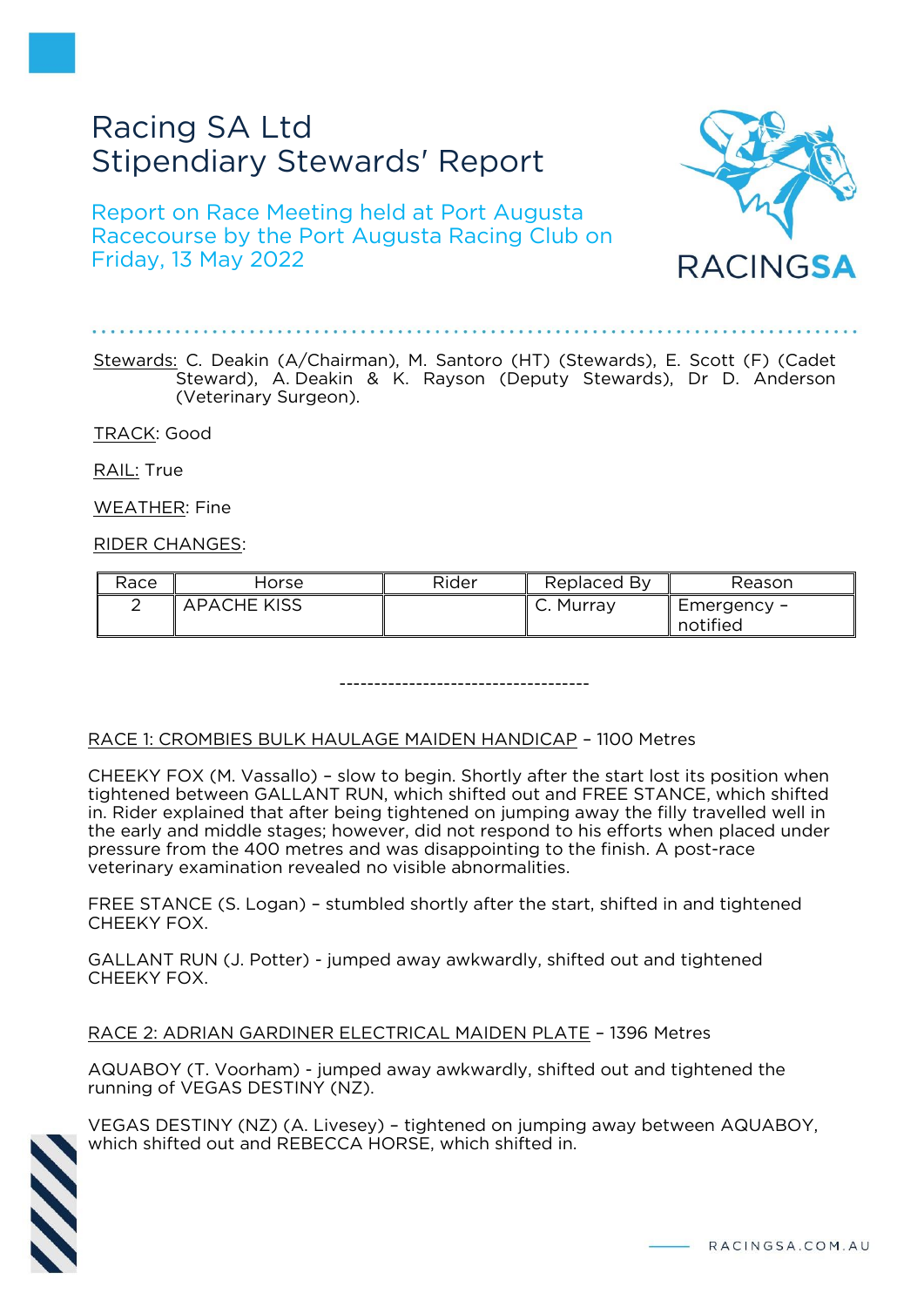# Racing SA Ltd
# Stipendiary Stewards' Report

## Report on Race Meeting held at Port Augusta Racecourse by the Port Augusta Racing Club on Friday, 13 May 2022

Stewards: C. Deakin (A/Chairman), M. Santoro (HT) (Stewards), E. Scott (F) (Cadet Steward), A. Deakin & K. Rayson (Deputy Stewards), Dr D. Anderson (Veterinary Surgeon).

TRACK: Good

RAIL: True

WEATHER: Fine

RIDER CHANGES:

| Race | Horse | Rider | Replaced By | Reason |
|---|---|---|---|---|
| 2 | APACHE KISS | | C. Murray | Emergency – notified |

------------------------------------

RACE 1: CROMBIES BULK HAULAGE MAIDEN HANDICAP – 1100 Metres

CHEEKY FOX (M. Vassallo) – slow to begin. Shortly after the start lost its position when tightened between GALLANT RUN, which shifted out and FREE STANCE, which shifted in. Rider explained that after being tightened on jumping away the filly travelled well in the early and middle stages; however, did not respond to his efforts when placed under pressure from the 400 metres and was disappointing to the finish. A post-race veterinary examination revealed no visible abnormalities.

FREE STANCE (S. Logan) – stumbled shortly after the start, shifted in and tightened CHEEKY FOX.

GALLANT RUN (J. Potter) - jumped away awkwardly, shifted out and tightened CHEEKY FOX.

RACE 2: ADRIAN GARDINER ELECTRICAL MAIDEN PLATE – 1396 Metres

AQUABOY (T. Voorham) - jumped away awkwardly, shifted out and tightened the running of VEGAS DESTINY (NZ).

VEGAS DESTINY (NZ) (A. Livesey) – tightened on jumping away between AQUABOY, which shifted out and REBECCA HORSE, which shifted in.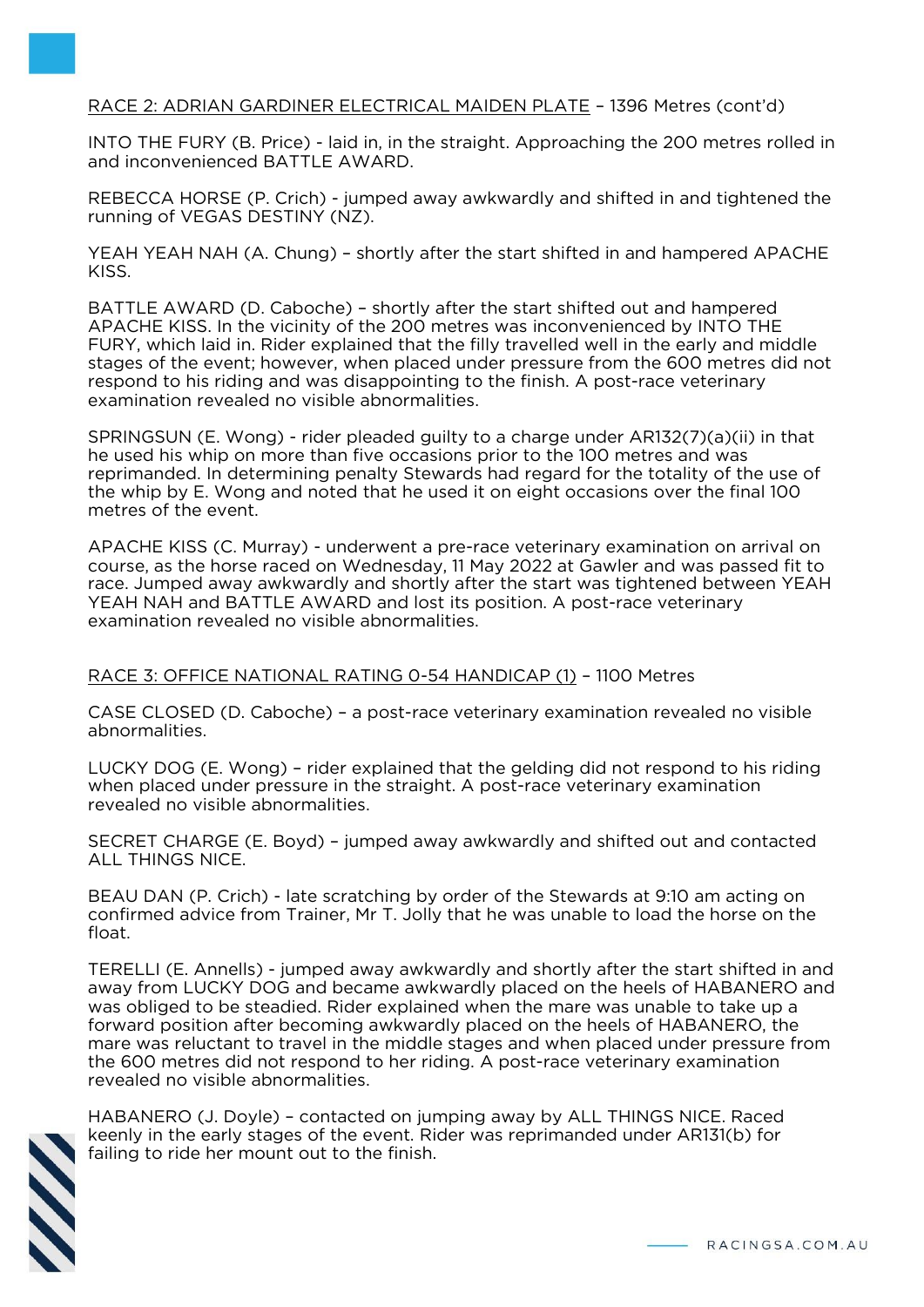RACE 2: ADRIAN GARDINER ELECTRICAL MAIDEN PLATE – 1396 Metres (cont'd)

INTO THE FURY (B. Price) - laid in, in the straight. Approaching the 200 metres rolled in and inconvenienced BATTLE AWARD.

REBECCA HORSE (P. Crich) - jumped away awkwardly and shifted in and tightened the running of VEGAS DESTINY (NZ).

YEAH YEAH NAH (A. Chung) – shortly after the start shifted in and hampered APACHE KISS.

BATTLE AWARD (D. Caboche) – shortly after the start shifted out and hampered APACHE KISS. In the vicinity of the 200 metres was inconvenienced by INTO THE FURY, which laid in. Rider explained that the filly travelled well in the early and middle stages of the event; however, when placed under pressure from the 600 metres did not respond to his riding and was disappointing to the finish. A post-race veterinary examination revealed no visible abnormalities.

SPRINGSUN (E. Wong) - rider pleaded guilty to a charge under AR132(7)(a)(ii) in that he used his whip on more than five occasions prior to the 100 metres and was reprimanded. In determining penalty Stewards had regard for the totality of the use of the whip by E. Wong and noted that he used it on eight occasions over the final 100 metres of the event.

APACHE KISS (C. Murray) - underwent a pre-race veterinary examination on arrival on course, as the horse raced on Wednesday, 11 May 2022 at Gawler and was passed fit to race. Jumped away awkwardly and shortly after the start was tightened between YEAH YEAH NAH and BATTLE AWARD and lost its position. A post-race veterinary examination revealed no visible abnormalities.

RACE 3: OFFICE NATIONAL RATING 0-54 HANDICAP (1) – 1100 Metres

CASE CLOSED (D. Caboche) – a post-race veterinary examination revealed no visible abnormalities.

LUCKY DOG (E. Wong) – rider explained that the gelding did not respond to his riding when placed under pressure in the straight. A post-race veterinary examination revealed no visible abnormalities.

SECRET CHARGE (E. Boyd) – jumped away awkwardly and shifted out and contacted ALL THINGS NICE.

BEAU DAN (P. Crich) - late scratching by order of the Stewards at 9:10 am acting on confirmed advice from Trainer, Mr T. Jolly that he was unable to load the horse on the float.

TERELLI (E. Annells) - jumped away awkwardly and shortly after the start shifted in and away from LUCKY DOG and became awkwardly placed on the heels of HABANERO and was obliged to be steadied. Rider explained when the mare was unable to take up a forward position after becoming awkwardly placed on the heels of HABANERO, the mare was reluctant to travel in the middle stages and when placed under pressure from the 600 metres did not respond to her riding. A post-race veterinary examination revealed no visible abnormalities.

HABANERO (J. Doyle) – contacted on jumping away by ALL THINGS NICE. Raced keenly in the early stages of the event. Rider was reprimanded under AR131(b) for failing to ride her mount out to the finish.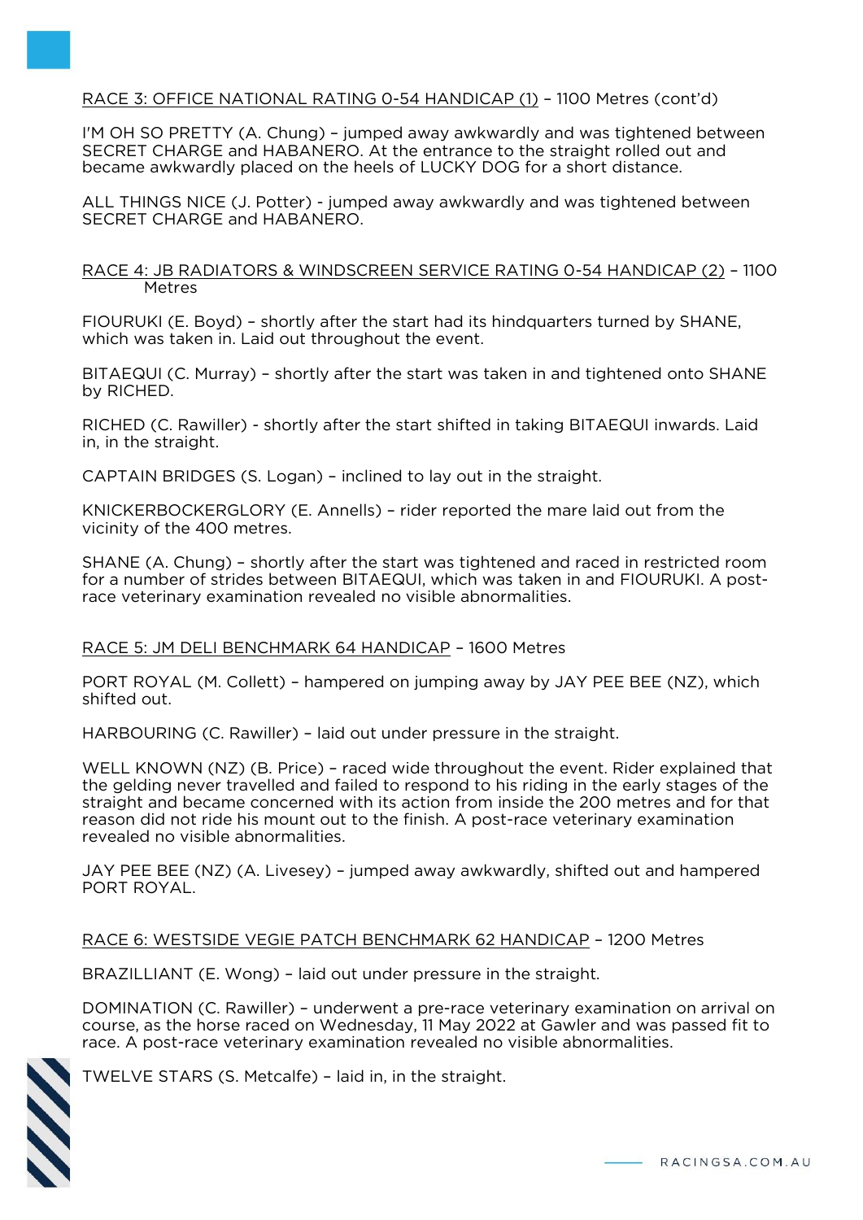RACE 3: OFFICE NATIONAL RATING 0-54 HANDICAP (1) – 1100 Metres (cont'd)

I'M OH SO PRETTY (A. Chung) – jumped away awkwardly and was tightened between SECRET CHARGE and HABANERO. At the entrance to the straight rolled out and became awkwardly placed on the heels of LUCKY DOG for a short distance.

ALL THINGS NICE (J. Potter) - jumped away awkwardly and was tightened between SECRET CHARGE and HABANERO.

RACE 4: JB RADIATORS & WINDSCREEN SERVICE RATING 0-54 HANDICAP (2) – 1100 Metres

FIOURUKI (E. Boyd) – shortly after the start had its hindquarters turned by SHANE, which was taken in. Laid out throughout the event.

BITAEQUI (C. Murray) – shortly after the start was taken in and tightened onto SHANE by RICHED.

RICHED (C. Rawiller) - shortly after the start shifted in taking BITAEQUI inwards. Laid in, in the straight.

CAPTAIN BRIDGES (S. Logan) – inclined to lay out in the straight.

KNICKERBOCKERGLORY (E. Annells) – rider reported the mare laid out from the vicinity of the 400 metres.

SHANE (A. Chung) – shortly after the start was tightened and raced in restricted room for a number of strides between BITAEQUI, which was taken in and FIOURUKI. A post-race veterinary examination revealed no visible abnormalities.

RACE 5: JM DELI BENCHMARK 64 HANDICAP – 1600 Metres

PORT ROYAL (M. Collett) – hampered on jumping away by JAY PEE BEE (NZ), which shifted out.

HARBOURING (C. Rawiller) – laid out under pressure in the straight.

WELL KNOWN (NZ) (B. Price) – raced wide throughout the event. Rider explained that the gelding never travelled and failed to respond to his riding in the early stages of the straight and became concerned with its action from inside the 200 metres and for that reason did not ride his mount out to the finish. A post-race veterinary examination revealed no visible abnormalities.

JAY PEE BEE (NZ) (A. Livesey) – jumped away awkwardly, shifted out and hampered PORT ROYAL.

RACE 6: WESTSIDE VEGIE PATCH BENCHMARK 62 HANDICAP – 1200 Metres

BRAZILLIANT (E. Wong) – laid out under pressure in the straight.

DOMINATION (C. Rawiller) – underwent a pre-race veterinary examination on arrival on course, as the horse raced on Wednesday, 11 May 2022 at Gawler and was passed fit to race. A post-race veterinary examination revealed no visible abnormalities.

TWELVE STARS (S. Metcalfe) – laid in, in the straight.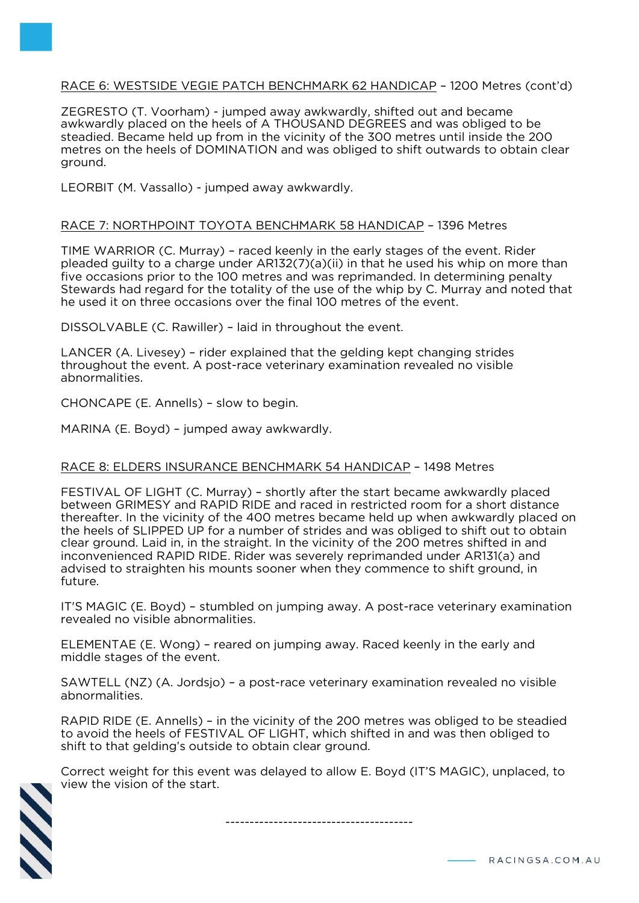RACE 6: WESTSIDE VEGIE PATCH BENCHMARK 62 HANDICAP – 1200 Metres (cont'd)

ZEGRESTO (T. Voorham) - jumped away awkwardly, shifted out and became awkwardly placed on the heels of A THOUSAND DEGREES and was obliged to be steadied. Became held up from in the vicinity of the 300 metres until inside the 200 metres on the heels of DOMINATION and was obliged to shift outwards to obtain clear ground.

LEORBIT (M. Vassallo) - jumped away awkwardly.

RACE 7: NORTHPOINT TOYOTA BENCHMARK 58 HANDICAP – 1396 Metres

TIME WARRIOR (C. Murray) – raced keenly in the early stages of the event. Rider pleaded guilty to a charge under AR132(7)(a)(ii) in that he used his whip on more than five occasions prior to the 100 metres and was reprimanded. In determining penalty Stewards had regard for the totality of the use of the whip by C. Murray and noted that he used it on three occasions over the final 100 metres of the event.

DISSOLVABLE (C. Rawiller) – laid in throughout the event.

LANCER (A. Livesey) – rider explained that the gelding kept changing strides throughout the event. A post-race veterinary examination revealed no visible abnormalities.

CHONCAPE (E. Annells) – slow to begin.

MARINA (E. Boyd) – jumped away awkwardly.

RACE 8: ELDERS INSURANCE BENCHMARK 54 HANDICAP – 1498 Metres

FESTIVAL OF LIGHT (C. Murray) – shortly after the start became awkwardly placed between GRIMESY and RAPID RIDE and raced in restricted room for a short distance thereafter. In the vicinity of the 400 metres became held up when awkwardly placed on the heels of SLIPPED UP for a number of strides and was obliged to shift out to obtain clear ground. Laid in, in the straight. In the vicinity of the 200 metres shifted in and inconvenienced RAPID RIDE. Rider was severely reprimanded under AR131(a) and advised to straighten his mounts sooner when they commence to shift ground, in future.

IT'S MAGIC (E. Boyd) – stumbled on jumping away. A post-race veterinary examination revealed no visible abnormalities.

ELEMENTAE (E. Wong) – reared on jumping away. Raced keenly in the early and middle stages of the event.

SAWTELL (NZ) (A. Jordsjo) – a post-race veterinary examination revealed no visible abnormalities.

RAPID RIDE (E. Annells) – in the vicinity of the 200 metres was obliged to be steadied to avoid the heels of FESTIVAL OF LIGHT, which shifted in and was then obliged to shift to that gelding's outside to obtain clear ground.

Correct weight for this event was delayed to allow E. Boyd (IT'S MAGIC), unplaced, to view the vision of the start.

---------------------------------------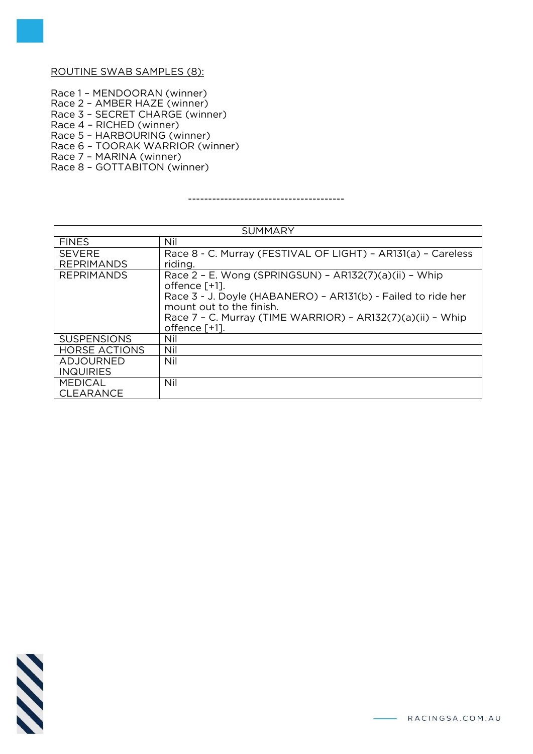<u>ROUTINE SWAB SAMPLES (8):</u>

Race 1 – MENDOORAN (winner)
Race 2 – AMBER HAZE (winner)
Race 3 – SECRET CHARGE (winner)
Race 4 – RICHED (winner)
Race 5 – HARBOURING (winner)
Race 6 – TOORAK WARRIOR (winner)
Race 7 – MARINA (winner)
Race 8 – GOTTABITON (winner)

---------------------------------------

| SUMMARY | |
|---|---|
| FINES | Nil |
| SEVERE REPRIMANDS | Race 8 - C. Murray (FESTIVAL OF LIGHT) – AR131(a) – Careless riding. |
| REPRIMANDS | Race 2 – E. Wong (SPRINGSUN) – AR132(7)(a)(ii) – Whip offence [+1].<br>Race 3 - J. Doyle (HABANERO) - AR131(b) - Failed to ride her mount out to the finish.<br>Race 7 – C. Murray (TIME WARRIOR) – AR132(7)(a)(ii) – Whip offence [+1]. |
| SUSPENSIONS | Nil |
| HORSE ACTIONS | Nil |
| ADJOURNED INQUIRIES | Nil |
| MEDICAL CLEARANCE | Nil |